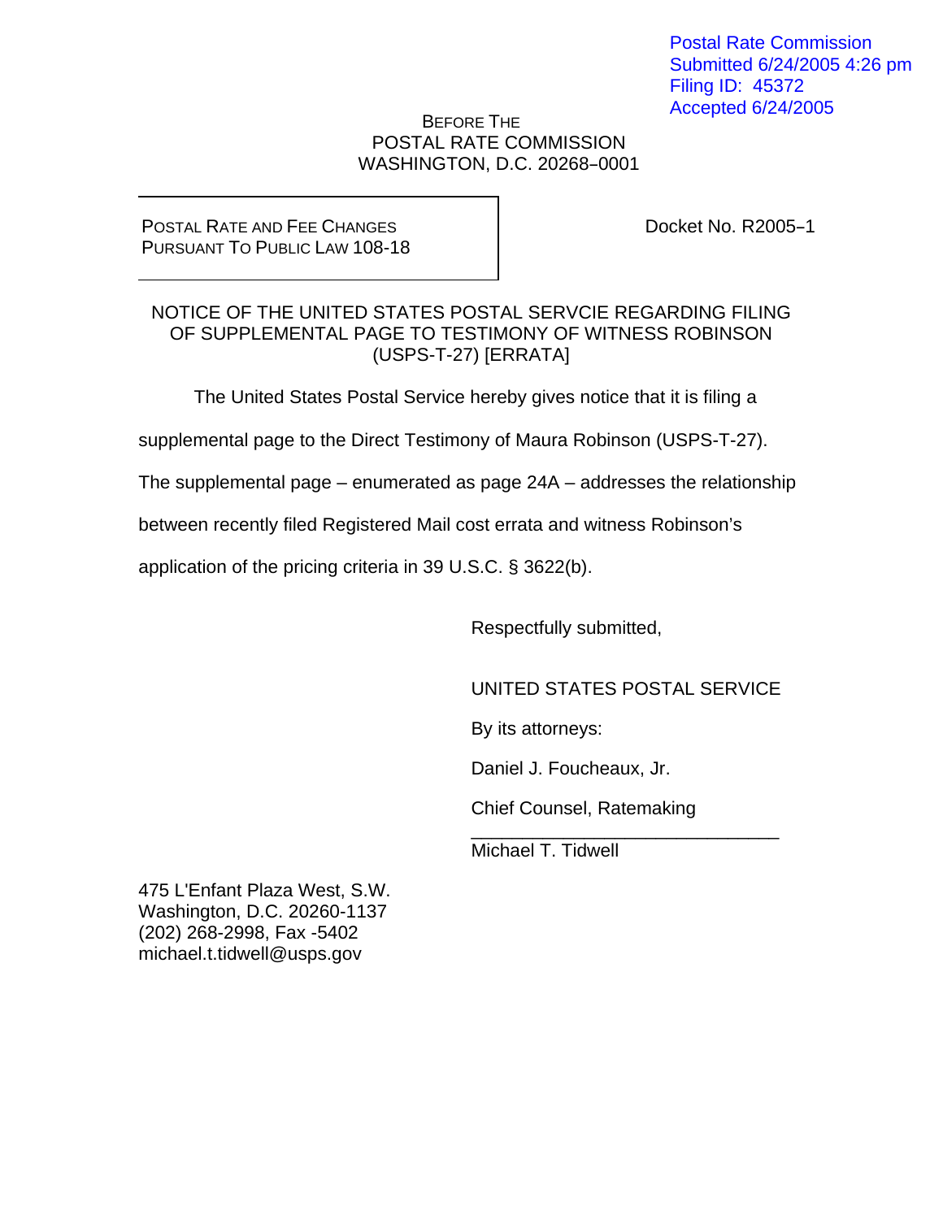Postal Rate Commission
Submitted 6/24/2005 4:26 pm
Filing ID: 45372
Accepted 6/24/2005

BEFORE THE
POSTAL RATE COMMISSION
WASHINGTON, D.C. 20268–0001

| | |
|---|---|
| POSTAL RATE AND FEE CHANGES PURSUANT TO PUBLIC LAW 108-18 | Docket No. R2005–1 |

NOTICE OF THE UNITED STATES POSTAL SERVCIE REGARDING FILING OF SUPPLEMENTAL PAGE TO TESTIMONY OF WITNESS ROBINSON (USPS-T-27) [ERRATA]

The United States Postal Service hereby gives notice that it is filing a supplemental page to the Direct Testimony of Maura Robinson (USPS-T-27). The supplemental page – enumerated as page 24A – addresses the relationship between recently filed Registered Mail cost errata and witness Robinson's application of the pricing criteria in 39 U.S.C. § 3622(b).

Respectfully submitted,

UNITED STATES POSTAL SERVICE

By its attorneys:

Daniel J. Foucheaux, Jr.

Chief Counsel, Ratemaking

______________________________
Michael T. Tidwell

475 L'Enfant Plaza West, S.W.
Washington, D.C. 20260-1137
(202) 268-2998, Fax -5402
michael.t.tidwell@usps.gov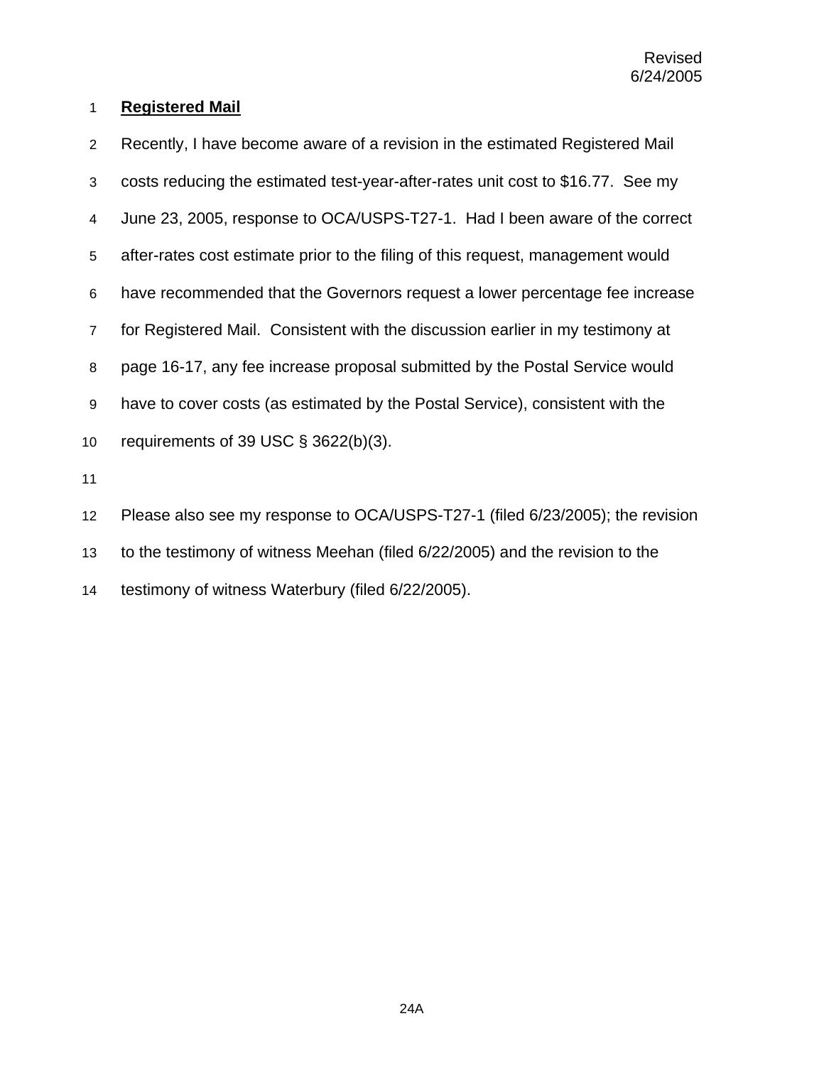Revised
6/24/2005

## Registered Mail

Recently, I have become aware of a revision in the estimated Registered Mail costs reducing the estimated test-year-after-rates unit cost to $16.77. See my June 23, 2005, response to OCA/USPS-T27-1. Had I been aware of the correct after-rates cost estimate prior to the filing of this request, management would have recommended that the Governors request a lower percentage fee increase for Registered Mail. Consistent with the discussion earlier in my testimony at page 16-17, any fee increase proposal submitted by the Postal Service would have to cover costs (as estimated by the Postal Service), consistent with the requirements of 39 USC § 3622(b)(3).

Please also see my response to OCA/USPS-T27-1 (filed 6/23/2005); the revision to the testimony of witness Meehan (filed 6/22/2005) and the revision to the testimony of witness Waterbury (filed 6/22/2005).